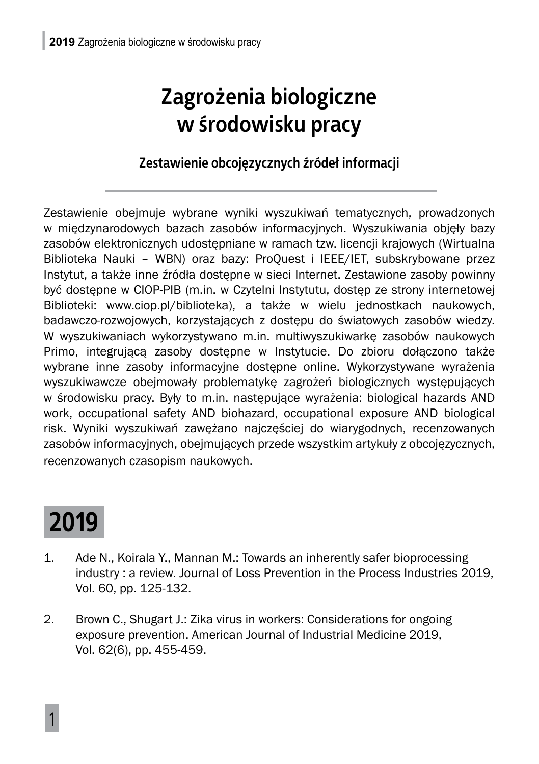# Zagrożenia biologiczne w środowisku pracy

### Zestawienie obcojęzycznych źródeł informacji

Zestawienie obejmuje wybrane wyniki wyszukiwań tematycznych, prowadzonych w międzynarodowych bazach zasobów informacyjnych. Wyszukiwania objęły bazy zasobów elektronicznych udostępniane w ramach tzw. licencji krajowych (Wirtualna Biblioteka Nauki – WBN) oraz bazy: ProQuest i IEEE/IET, subskrybowane przez Instytut, a także inne źródła dostępne w sieci Internet. Zestawione zasoby powinny być dostępne w CIOP-PIB (m.in. w Czytelni Instytutu, dostęp ze strony internetowej Biblioteki: www.ciop.pl/biblioteka), a także w wielu jednostkach naukowych, badawczo-rozwojowych, korzystających z dostępu do światowych zasobów wiedzy. W wyszukiwaniach wykorzystywano m.in. multiwyszukiwarkę zasobów naukowych Primo, integrującą zasoby dostępne w Instytucie. Do zbioru dołączono także wybrane inne zasoby informacyjne dostępne online. Wykorzystywane wyrażenia wyszukiwawcze obejmowały problematykę zagrożeń biologicznych występujących w środowisku pracy. Były to m.in. następujące wyrażenia: biological hazards AND work, occupational safety AND biohazard, occupational exposure AND biological risk. Wyniki wyszukiwań zawężano najczęściej do wiarygodnych, recenzowanych zasobów informacyjnych, obejmujących przede wszystkim artykuły z obcojęzycznych, recenzowanych czasopism naukowych.

## 2019

1. Ade N., Koirala Y., Mannan M.: Towards an inherently safer bioprocessing industry : a review. Journal of Loss Prevention in the Process Industries 2019, Vol. 60, pp. 125-132.

2. Brown C., Shugart J.: Zika virus in workers: Considerations for ongoing exposure prevention. American Journal of Industrial Medicine 2019, Vol. 62(6), pp. 455-459.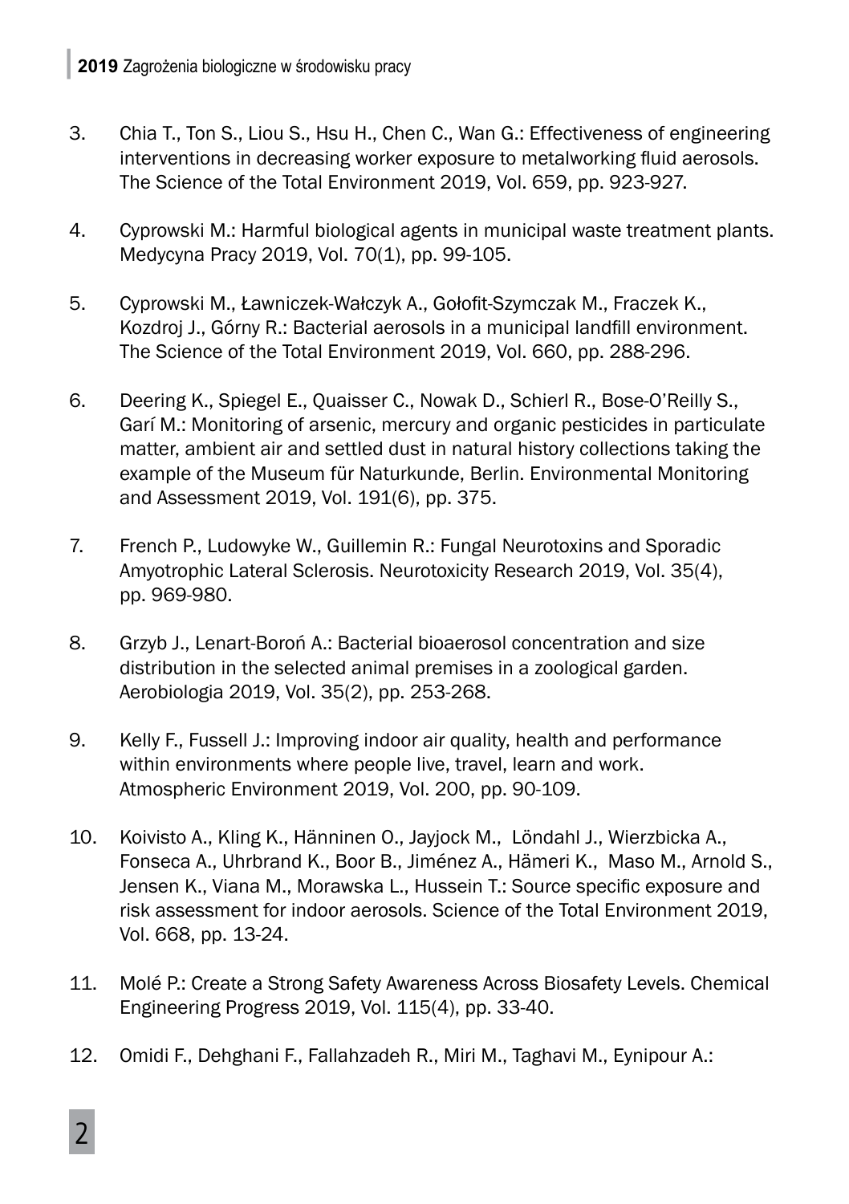3. Chia T., Ton S., Liou S., Hsu H., Chen C., Wan G.: Effectiveness of engineering interventions in decreasing worker exposure to metalworking fluid aerosols. The Science of the Total Environment 2019, Vol. 659, pp. 923-927.

4. Cyprowski M.: Harmful biological agents in municipal waste treatment plants. Medycyna Pracy 2019, Vol. 70(1), pp. 99-105.

5. Cyprowski M., Ławniczek-Wałczyk A., Gołofit-Szymczak M., Fraczek K., Kozdroj J., Górny R.: Bacterial aerosols in a municipal landfill environment. The Science of the Total Environment 2019, Vol. 660, pp. 288-296.

6. Deering K., Spiegel E., Quaisser C., Nowak D., Schierl R., Bose-O'Reilly S., Garí M.: Monitoring of arsenic, mercury and organic pesticides in particulate matter, ambient air and settled dust in natural history collections taking the example of the Museum für Naturkunde, Berlin. Environmental Monitoring and Assessment 2019, Vol. 191(6), pp. 375.

7. French P., Ludowyke W., Guillemin R.: Fungal Neurotoxins and Sporadic Amyotrophic Lateral Sclerosis. Neurotoxicity Research 2019, Vol. 35(4), pp. 969-980.

8. Grzyb J., Lenart-Boroń A.: Bacterial bioaerosol concentration and size distribution in the selected animal premises in a zoological garden. Aerobiologia 2019, Vol. 35(2), pp. 253-268.

9. Kelly F., Fussell J.: Improving indoor air quality, health and performance within environments where people live, travel, learn and work. Atmospheric Environment 2019, Vol. 200, pp. 90-109.

10. Koivisto A., Kling K., Hänninen O., Jayjock M., Löndahl J., Wierzbicka A., Fonseca A., Uhrbrand K., Boor B., Jiménez A., Hämeri K., Maso M., Arnold S., Jensen K., Viana M., Morawska L., Hussein T.: Source specific exposure and risk assessment for indoor aerosols. Science of the Total Environment 2019, Vol. 668, pp. 13-24.

11. Molé P.: Create a Strong Safety Awareness Across Biosafety Levels. Chemical Engineering Progress 2019, Vol. 115(4), pp. 33-40.

12. Omidi F., Dehghani F., Fallahzadeh R., Miri M., Taghavi M., Eynipour A.: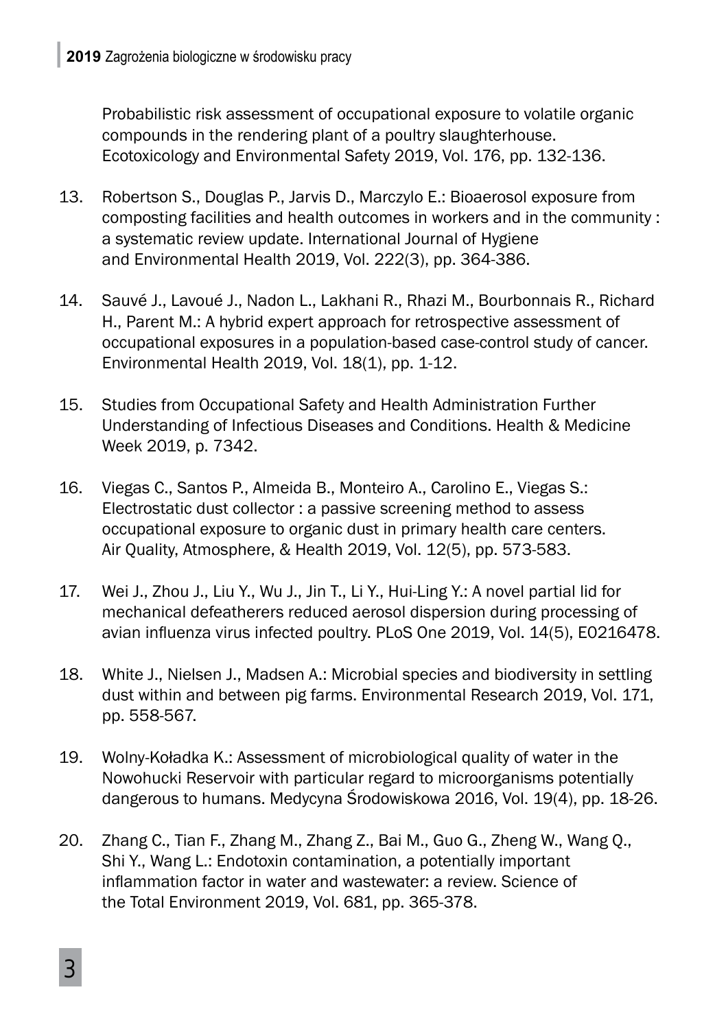Probabilistic risk assessment of occupational exposure to volatile organic compounds in the rendering plant of a poultry slaughterhouse. Ecotoxicology and Environmental Safety 2019, Vol. 176, pp. 132-136.

13. Robertson S., Douglas P., Jarvis D., Marczylo E.: Bioaerosol exposure from composting facilities and health outcomes in workers and in the community : a systematic review update. International Journal of Hygiene and Environmental Health 2019, Vol. 222(3), pp. 364-386.

14. Sauvé J., Lavoué J., Nadon L., Lakhani R., Rhazi M., Bourbonnais R., Richard H., Parent M.: A hybrid expert approach for retrospective assessment of occupational exposures in a population-based case-control study of cancer. Environmental Health 2019, Vol. 18(1), pp. 1-12.

15. Studies from Occupational Safety and Health Administration Further Understanding of Infectious Diseases and Conditions. Health & Medicine Week 2019, p. 7342.

16. Viegas C., Santos P., Almeida B., Monteiro A., Carolino E., Viegas S.: Electrostatic dust collector : a passive screening method to assess occupational exposure to organic dust in primary health care centers. Air Quality, Atmosphere, & Health 2019, Vol. 12(5), pp. 573-583.

17. Wei J., Zhou J., Liu Y., Wu J., Jin T., Li Y., Hui-Ling Y.: A novel partial lid for mechanical defeatherers reduced aerosol dispersion during processing of avian influenza virus infected poultry. PLoS One 2019, Vol. 14(5), E0216478.

18. White J., Nielsen J., Madsen A.: Microbial species and biodiversity in settling dust within and between pig farms. Environmental Research 2019, Vol. 171, pp. 558-567.

19. Wolny-Kołładka K.: Assessment of microbiological quality of water in the Nowohucki Reservoir with particular regard to microorganisms potentially dangerous to humans. Medycyna Środowiskowa 2016, Vol. 19(4), pp. 18-26.

20. Zhang C., Tian F., Zhang M., Zhang Z., Bai M., Guo G., Zheng W., Wang Q., Shi Y., Wang L.: Endotoxin contamination, a potentially important inflammation factor in water and wastewater: a review. Science of the Total Environment 2019, Vol. 681, pp. 365-378.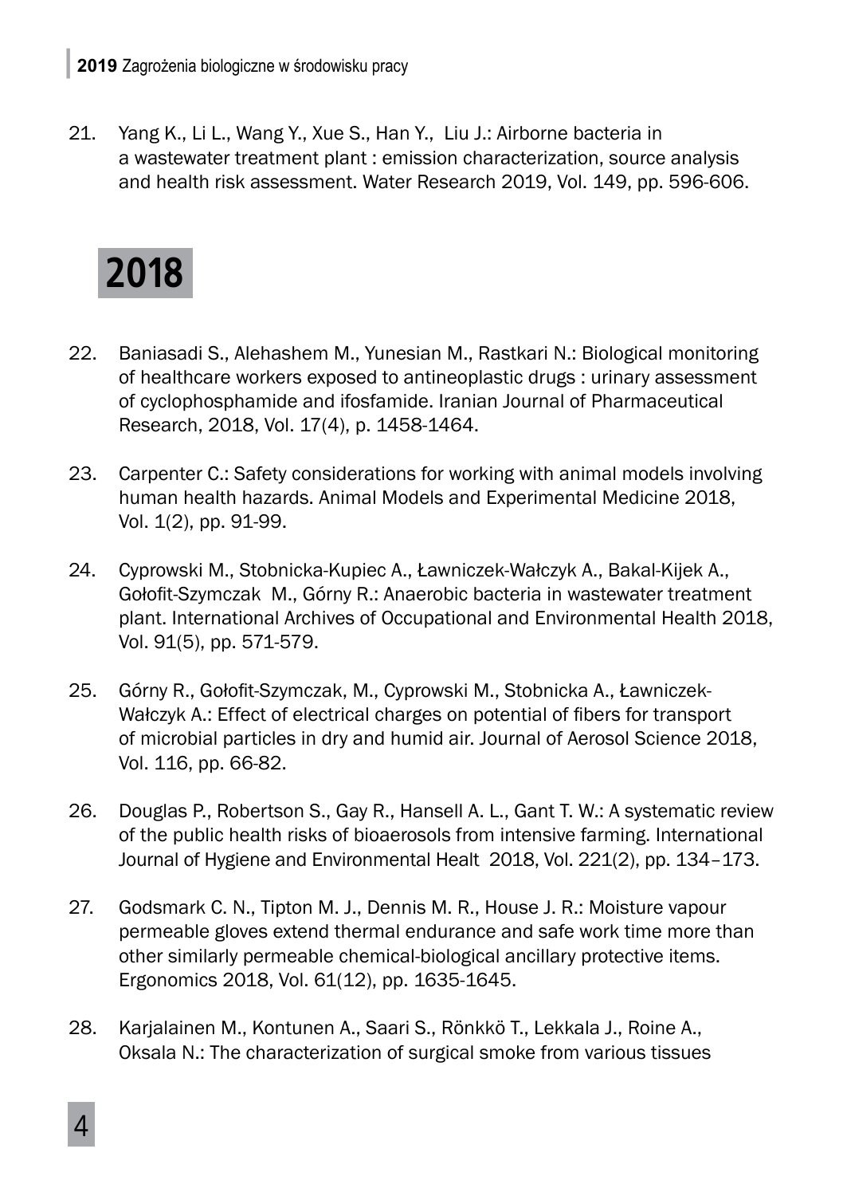21. Yang K., Li L., Wang Y., Xue S., Han Y., Liu J.: Airborne bacteria in a wastewater treatment plant : emission characterization, source analysis and health risk assessment. Water Research 2019, Vol. 149, pp. 596-606.

## 2018

22. Baniasadi S., Alehashem M., Yunesian M., Rastkari N.: Biological monitoring of healthcare workers exposed to antineoplastic drugs : urinary assessment of cyclophosphamide and ifosfamide. Iranian Journal of Pharmaceutical Research, 2018, Vol. 17(4), p. 1458-1464.

23. Carpenter C.: Safety considerations for working with animal models involving human health hazards. Animal Models and Experimental Medicine 2018, Vol. 1(2), pp. 91-99.

24. Cyprowski M., Stobnicka-Kupiec A., Ławniczek-Wałczyk A., Bakal-Kijek A., Gołofit-Szymczak M., Górny R.: Anaerobic bacteria in wastewater treatment plant. International Archives of Occupational and Environmental Health 2018, Vol. 91(5), pp. 571-579.

25. Górny R., Gołofit-Szymczak, M., Cyprowski M., Stobnicka A., Ławniczek-Wałczyk A.: Effect of electrical charges on potential of fibers for transport of microbial particles in dry and humid air. Journal of Aerosol Science 2018, Vol. 116, pp. 66-82.

26. Douglas P., Robertson S., Gay R., Hansell A. L., Gant T. W.: A systematic review of the public health risks of bioaerosols from intensive farming. International Journal of Hygiene and Environmental Healt 2018, Vol. 221(2), pp. 134–173.

27. Godsmark C. N., Tipton M. J., Dennis M. R., House J. R.: Moisture vapour permeable gloves extend thermal endurance and safe work time more than other similarly permeable chemical-biological ancillary protective items. Ergonomics 2018, Vol. 61(12), pp. 1635-1645.

28. Karjalainen M., Kontunen A., Saari S., Rönkkö T., Lekkala J., Roine A., Oksala N.: The characterization of surgical smoke from various tissues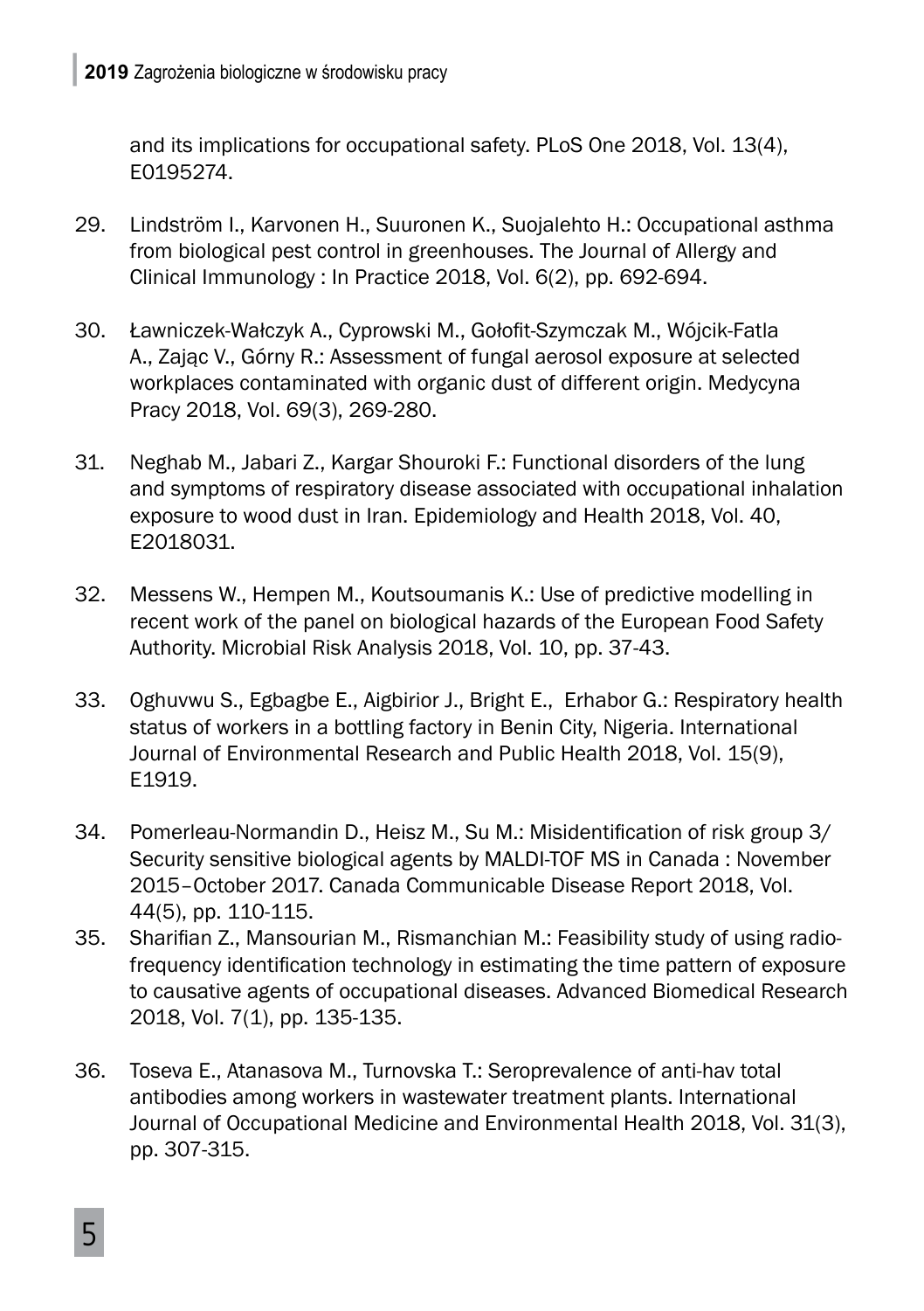and its implications for occupational safety. PLoS One 2018, Vol. 13(4), E0195274.

29. Lindström I., Karvonen H., Suuronen K., Suojalehto H.: Occupational asthma from biological pest control in greenhouses. The Journal of Allergy and Clinical Immunology : In Practice 2018, Vol. 6(2), pp. 692-694.

30. Ławniczek-Wałczyk A., Cyprowski M., Gołofit-Szymczak M., Wójcik-Fatla A., Zając V., Górny R.: Assessment of fungal aerosol exposure at selected workplaces contaminated with organic dust of different origin. Medycyna Pracy 2018, Vol. 69(3), 269-280.

31. Neghab M., Jabari Z., Kargar Shouroki F.: Functional disorders of the lung and symptoms of respiratory disease associated with occupational inhalation exposure to wood dust in Iran. Epidemiology and Health 2018, Vol. 40, E2018031.

32. Messens W., Hempen M., Koutsoumanis K.: Use of predictive modelling in recent work of the panel on biological hazards of the European Food Safety Authority. Microbial Risk Analysis 2018, Vol. 10, pp. 37-43.

33. Oghuvwu S., Egbagbe E., Aigbirior J., Bright E., Erhabor G.: Respiratory health status of workers in a bottling factory in Benin City, Nigeria. International Journal of Environmental Research and Public Health 2018, Vol. 15(9), E1919.

34. Pomerleau-Normandin D., Heisz M., Su M.: Misidentification of risk group 3/ Security sensitive biological agents by MALDI-TOF MS in Canada : November 2015–October 2017. Canada Communicable Disease Report 2018, Vol. 44(5), pp. 110-115.

35. Sharifian Z., Mansourian M., Rismanchian M.: Feasibility study of using radio-frequency identification technology in estimating the time pattern of exposure to causative agents of occupational diseases. Advanced Biomedical Research 2018, Vol. 7(1), pp. 135-135.

36. Toseva E., Atanasova M., Turnovska T.: Seroprevalence of anti-hav total antibodies among workers in wastewater treatment plants. International Journal of Occupational Medicine and Environmental Health 2018, Vol. 31(3), pp. 307-315.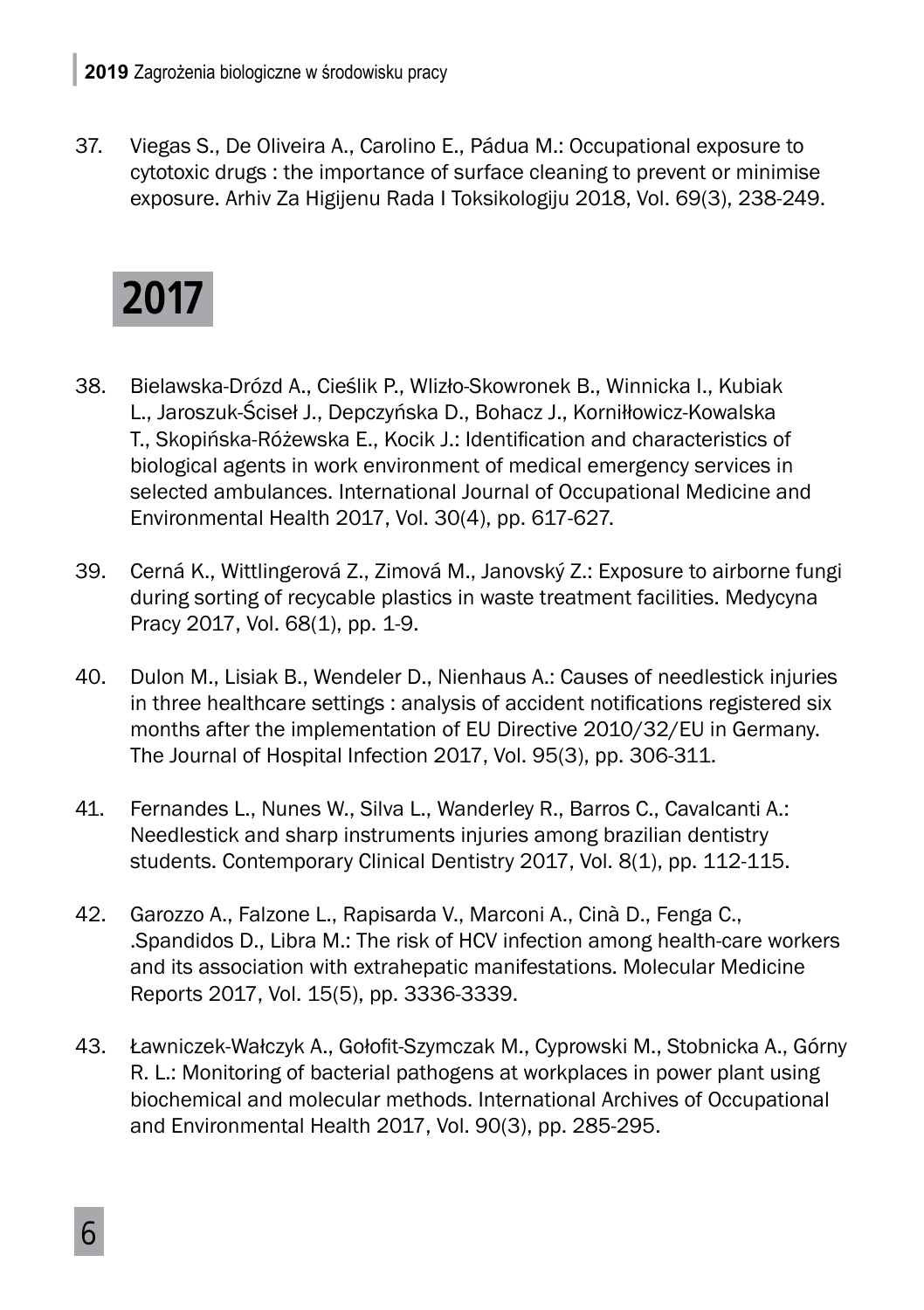37. Viegas S., De Oliveira A., Carolino E., Pádua M.: Occupational exposure to cytotoxic drugs : the importance of surface cleaning to prevent or minimise exposure. Arhiv Za Higijenu Rada I Toksikologiju 2018, Vol. 69(3), 238-249.

## 2017

38. Bielawska-Drózd A., Cieślik P., Wlizło-Skowronek B., Winnicka I., Kubiak L., Jaroszuk-Ściseł J., Depczyńska D., Bohacz J., Korniłłowicz-Kowalska T., Skopińska-Różewska E., Kocik J.: Identification and characteristics of biological agents in work environment of medical emergency services in selected ambulances. International Journal of Occupational Medicine and Environmental Health 2017, Vol. 30(4), pp. 617-627.

39. Cerná K., Wittlingerová Z., Zimová M., Janovský Z.: Exposure to airborne fungi during sorting of recycable plastics in waste treatment facilities. Medycyna Pracy 2017, Vol. 68(1), pp. 1-9.

40. Dulon M., Lisiak B., Wendeler D., Nienhaus A.: Causes of needlestick injuries in three healthcare settings : analysis of accident notifications registered six months after the implementation of EU Directive 2010/32/EU in Germany. The Journal of Hospital Infection 2017, Vol. 95(3), pp. 306-311.

41. Fernandes L., Nunes W., Silva L., Wanderley R., Barros C., Cavalcanti A.: Needlestick and sharp instruments injuries among brazilian dentistry students. Contemporary Clinical Dentistry 2017, Vol. 8(1), pp. 112-115.

42. Garozzo A., Falzone L., Rapisarda V., Marconi A., Cinà D., Fenga C., .Spandidos D., Libra M.: The risk of HCV infection among health-care workers and its association with extrahepatic manifestations. Molecular Medicine Reports 2017, Vol. 15(5), pp. 3336-3339.

43. Ławniczek-Wałczyk A., Gołofit-Szymczak M., Cyprowski M., Stobnicka A., Górny R. L.: Monitoring of bacterial pathogens at workplaces in power plant using biochemical and molecular methods. International Archives of Occupational and Environmental Health 2017, Vol. 90(3), pp. 285-295.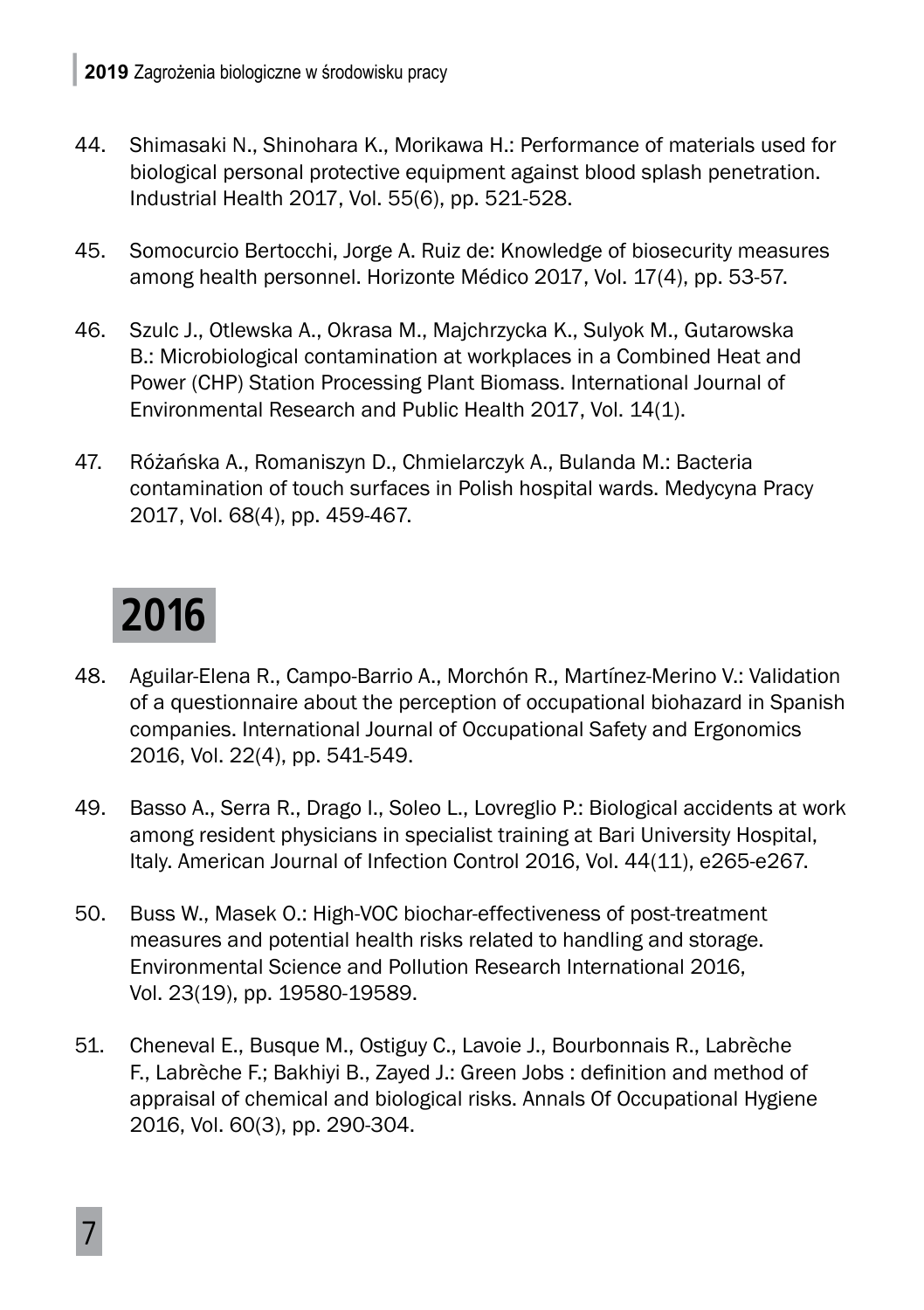44. Shimasaki N., Shinohara K., Morikawa H.: Performance of materials used for biological personal protective equipment against blood splash penetration. Industrial Health 2017, Vol. 55(6), pp. 521-528.

45. Somocurcio Bertocchi, Jorge A. Ruiz de: Knowledge of biosecurity measures among health personnel. Horizonte Médico 2017, Vol. 17(4), pp. 53-57.

46. Szulc J., Otlewska A., Okrasa M., Majchrzycka K., Sulyok M., Gutarowska B.: Microbiological contamination at workplaces in a Combined Heat and Power (CHP) Station Processing Plant Biomass. International Journal of Environmental Research and Public Health 2017, Vol. 14(1).

47. Różańska A., Romaniszyn D., Chmielarczyk A., Bulanda M.: Bacteria contamination of touch surfaces in Polish hospital wards. Medycyna Pracy 2017, Vol. 68(4), pp. 459-467.

## 2016

48. Aguilar-Elena R., Campo-Barrio A., Morchón R., Martínez-Merino V.: Validation of a questionnaire about the perception of occupational biohazard in Spanish companies. International Journal of Occupational Safety and Ergonomics 2016, Vol. 22(4), pp. 541-549.

49. Basso A., Serra R., Drago I., Soleo L., Lovreglio P.: Biological accidents at work among resident physicians in specialist training at Bari University Hospital, Italy. American Journal of Infection Control 2016, Vol. 44(11), e265-e267.

50. Buss W., Masek O.: High-VOC biochar-effectiveness of post-treatment measures and potential health risks related to handling and storage. Environmental Science and Pollution Research International 2016, Vol. 23(19), pp. 19580-19589.

51. Cheneval E., Busque M., Ostiguy C., Lavoie J., Bourbonnais R., Labrèche F., Labrèche F.; Bakhiyi B., Zayed J.: Green Jobs : definition and method of appraisal of chemical and biological risks. Annals Of Occupational Hygiene 2016, Vol. 60(3), pp. 290-304.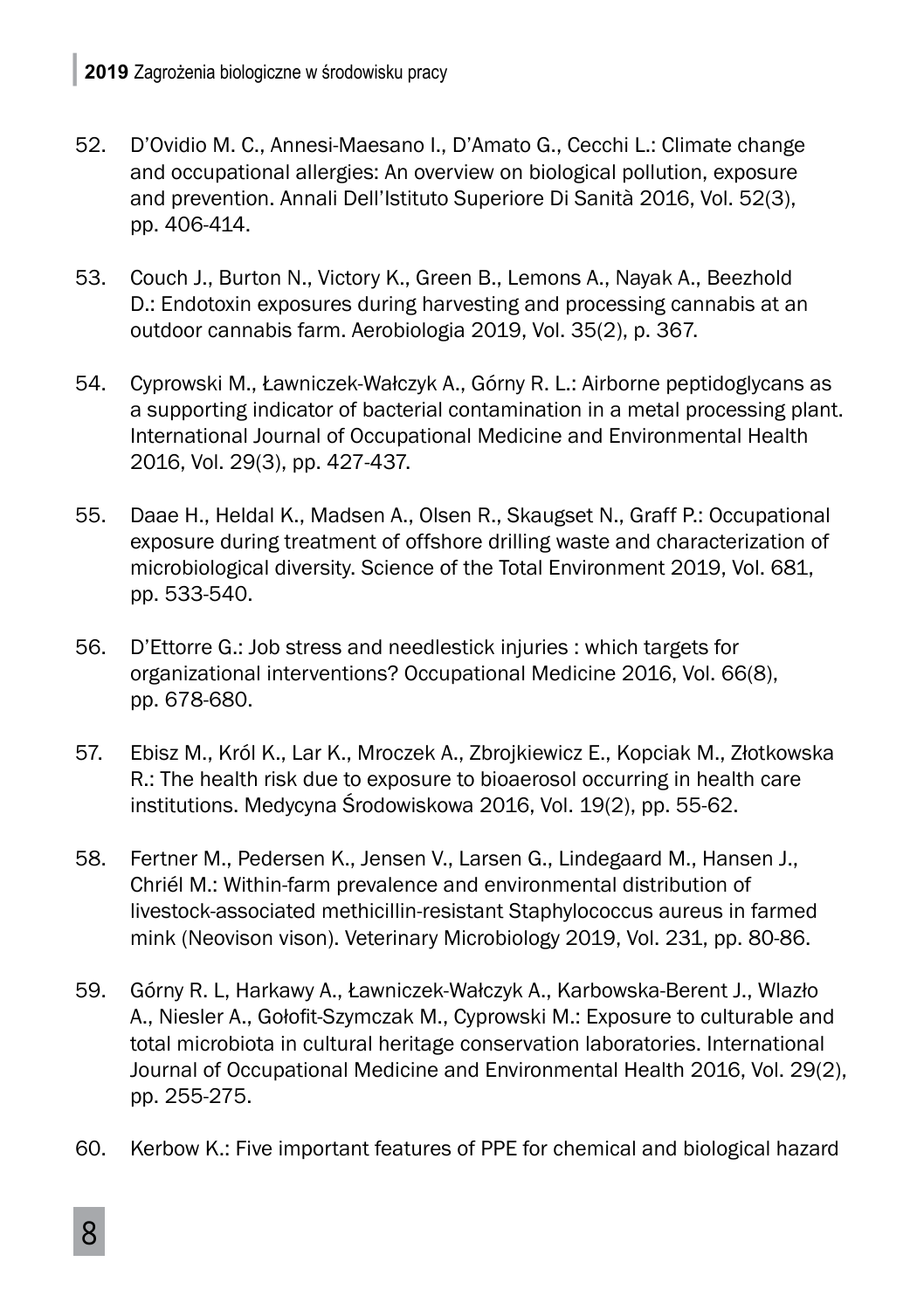52. D'Ovidio M. C., Annesi-Maesano I., D'Amato G., Cecchi L.: Climate change and occupational allergies: An overview on biological pollution, exposure and prevention. Annali Dell'Istituto Superiore Di Sanità 2016, Vol. 52(3), pp. 406-414.

53. Couch J., Burton N., Victory K., Green B., Lemons A., Nayak A., Beezhold D.: Endotoxin exposures during harvesting and processing cannabis at an outdoor cannabis farm. Aerobiologia 2019, Vol. 35(2), p. 367.

54. Cyprowski M., Ławniczek-Wałczyk A., Górny R. L.: Airborne peptidoglycans as a supporting indicator of bacterial contamination in a metal processing plant. International Journal of Occupational Medicine and Environmental Health 2016, Vol. 29(3), pp. 427-437.

55. Daae H., Heldal K., Madsen A., Olsen R., Skaugset N., Graff P.: Occupational exposure during treatment of offshore drilling waste and characterization of microbiological diversity. Science of the Total Environment 2019, Vol. 681, pp. 533-540.

56. D'Ettorre G.: Job stress and needlestick injuries : which targets for organizational interventions? Occupational Medicine 2016, Vol. 66(8), pp. 678-680.

57. Ebisz M., Król K., Lar K., Mroczek A., Zbrojkiewicz E., Kopciak M., Złotkowska R.: The health risk due to exposure to bioaerosol occurring in health care institutions. Medycyna Środowiskowa 2016, Vol. 19(2), pp. 55-62.

58. Fertner M., Pedersen K., Jensen V., Larsen G., Lindegaard M., Hansen J., Chriél M.: Within-farm prevalence and environmental distribution of livestock-associated methicillin-resistant Staphylococcus aureus in farmed mink (Neovison vison). Veterinary Microbiology 2019, Vol. 231, pp. 80-86.

59. Górny R. L, Harkawy A., Ławniczek-Wałczyk A., Karbowska-Berent J., Wlazło A., Niesler A., Gołofit-Szymczak M., Cyprowski M.: Exposure to culturable and total microbiota in cultural heritage conservation laboratories. International Journal of Occupational Medicine and Environmental Health 2016, Vol. 29(2), pp. 255-275.

60. Kerbow K.: Five important features of PPE for chemical and biological hazard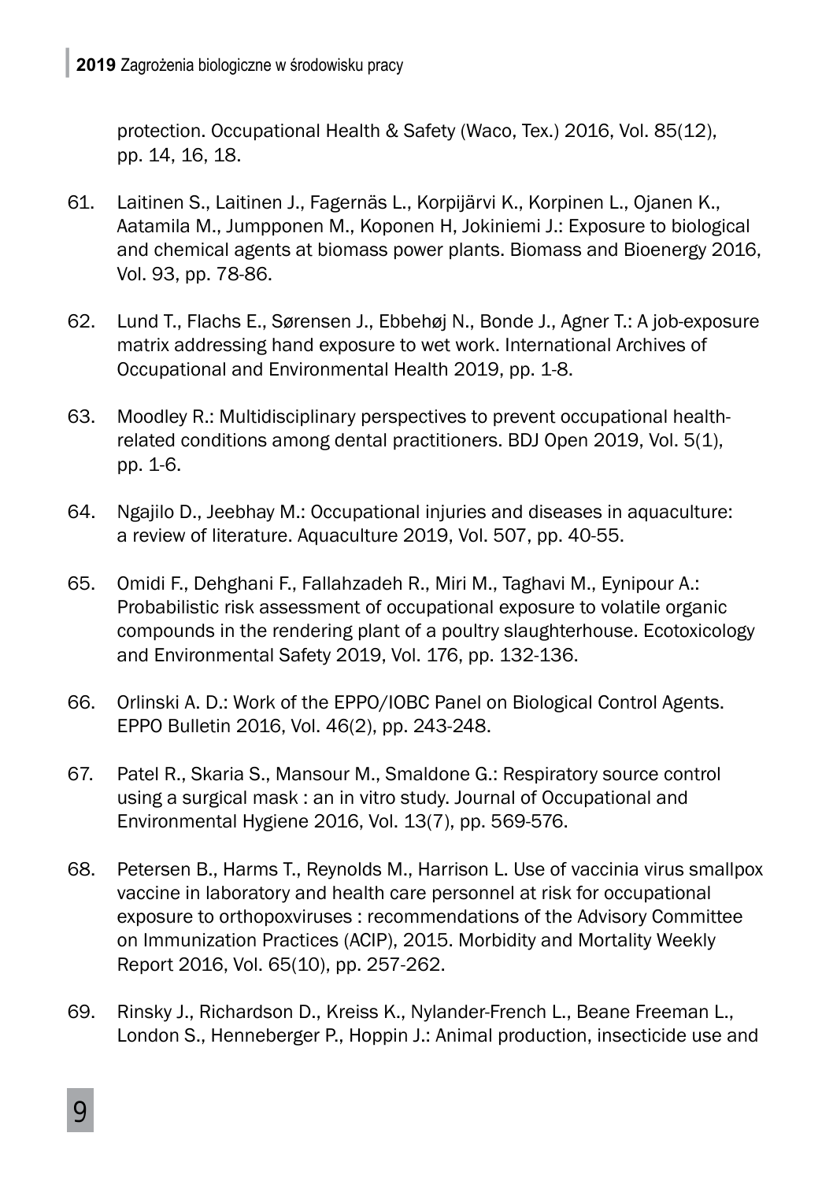protection. Occupational Health & Safety (Waco, Tex.) 2016, Vol. 85(12), pp. 14, 16, 18.

61. Laitinen S., Laitinen J., Fagernäs L., Korpijärvi K., Korpinen L., Ojanen K., Aatamila M., Jumpponen M., Koponen H, Jokiniemi J.: Exposure to biological and chemical agents at biomass power plants. Biomass and Bioenergy 2016, Vol. 93, pp. 78-86.

62. Lund T., Flachs E., Sørensen J., Ebbehøj N., Bonde J., Agner T.: A job-exposure matrix addressing hand exposure to wet work. International Archives of Occupational and Environmental Health 2019, pp. 1-8.

63. Moodley R.: Multidisciplinary perspectives to prevent occupational health-related conditions among dental practitioners. BDJ Open 2019, Vol. 5(1), pp. 1-6.

64. Ngajilo D., Jeebhay M.: Occupational injuries and diseases in aquaculture: a review of literature. Aquaculture 2019, Vol. 507, pp. 40-55.

65. Omidi F., Dehghani F., Fallahzadeh R., Miri M., Taghavi M., Eynipour A.: Probabilistic risk assessment of occupational exposure to volatile organic compounds in the rendering plant of a poultry slaughterhouse. Ecotoxicology and Environmental Safety 2019, Vol. 176, pp. 132-136.

66. Orlinski A. D.: Work of the EPPO/IOBC Panel on Biological Control Agents. EPPO Bulletin 2016, Vol. 46(2), pp. 243-248.

67. Patel R., Skaria S., Mansour M., Smaldone G.: Respiratory source control using a surgical mask : an in vitro study. Journal of Occupational and Environmental Hygiene 2016, Vol. 13(7), pp. 569-576.

68. Petersen B., Harms T., Reynolds M., Harrison L. Use of vaccinia virus smallpox vaccine in laboratory and health care personnel at risk for occupational exposure to orthopoxviruses : recommendations of the Advisory Committee on Immunization Practices (ACIP), 2015. Morbidity and Mortality Weekly Report 2016, Vol. 65(10), pp. 257-262.

69. Rinsky J., Richardson D., Kreiss K., Nylander-French L., Beane Freeman L., London S., Henneberger P., Hoppin J.: Animal production, insecticide use and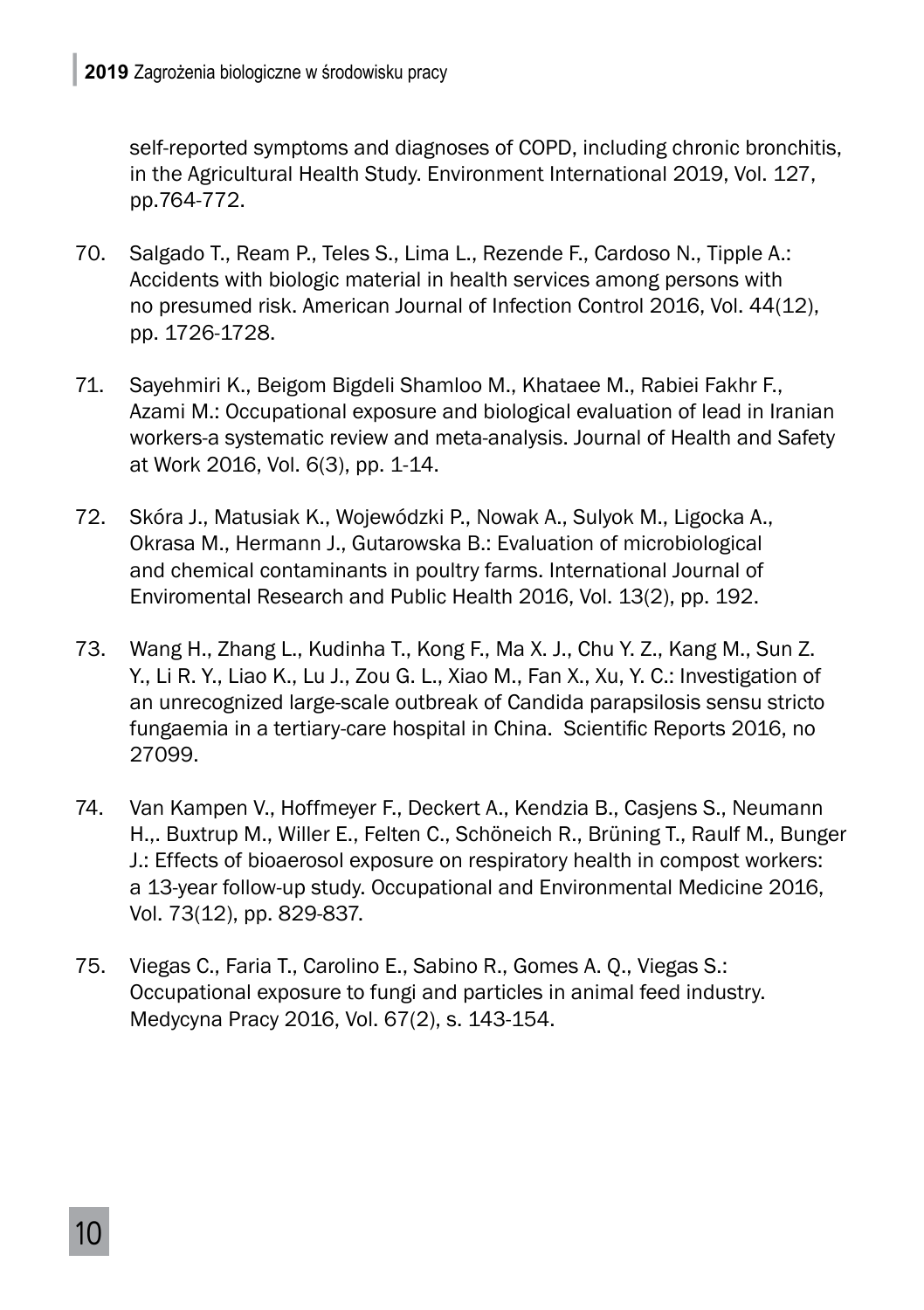self-reported symptoms and diagnoses of COPD, including chronic bronchitis, in the Agricultural Health Study. Environment International 2019, Vol. 127, pp.764-772.

70. Salgado T., Ream P., Teles S., Lima L., Rezende F., Cardoso N., Tipple A.: Accidents with biologic material in health services among persons with no presumed risk. American Journal of Infection Control 2016, Vol. 44(12), pp. 1726-1728.

71. Sayehmiri K., Beigom Bigdeli Shamloo M., Khataee M., Rabiei Fakhr F., Azami M.: Occupational exposure and biological evaluation of lead in Iranian workers-a systematic review and meta-analysis. Journal of Health and Safety at Work 2016, Vol. 6(3), pp. 1-14.

72. Skóra J., Matusiak K., Wojewódzki P., Nowak A., Sulyok M., Ligocka A., Okrasa M., Hermann J., Gutarowska B.: Evaluation of microbiological and chemical contaminants in poultry farms. International Journal of Enviromental Research and Public Health 2016, Vol. 13(2), pp. 192.

73. Wang H., Zhang L., Kudinha T., Kong F., Ma X. J., Chu Y. Z., Kang M., Sun Z. Y., Li R. Y., Liao K., Lu J., Zou G. L., Xiao M., Fan X., Xu, Y. C.: Investigation of an unrecognized large-scale outbreak of Candida parapsilosis sensu stricto fungaemia in a tertiary-care hospital in China. Scientific Reports 2016, no 27099.

74. Van Kampen V., Hoffmeyer F., Deckert A., Kendzia B., Casjens S., Neumann H.,. Buxtrup M., Willer E., Felten C., Schöneich R., Brüning T., Raulf M., Bunger J.: Effects of bioaerosol exposure on respiratory health in compost workers: a 13-year follow-up study. Occupational and Environmental Medicine 2016, Vol. 73(12), pp. 829-837.

75. Viegas C., Faria T., Carolino E., Sabino R., Gomes A. Q., Viegas S.: Occupational exposure to fungi and particles in animal feed industry. Medycyna Pracy 2016, Vol. 67(2), s. 143-154.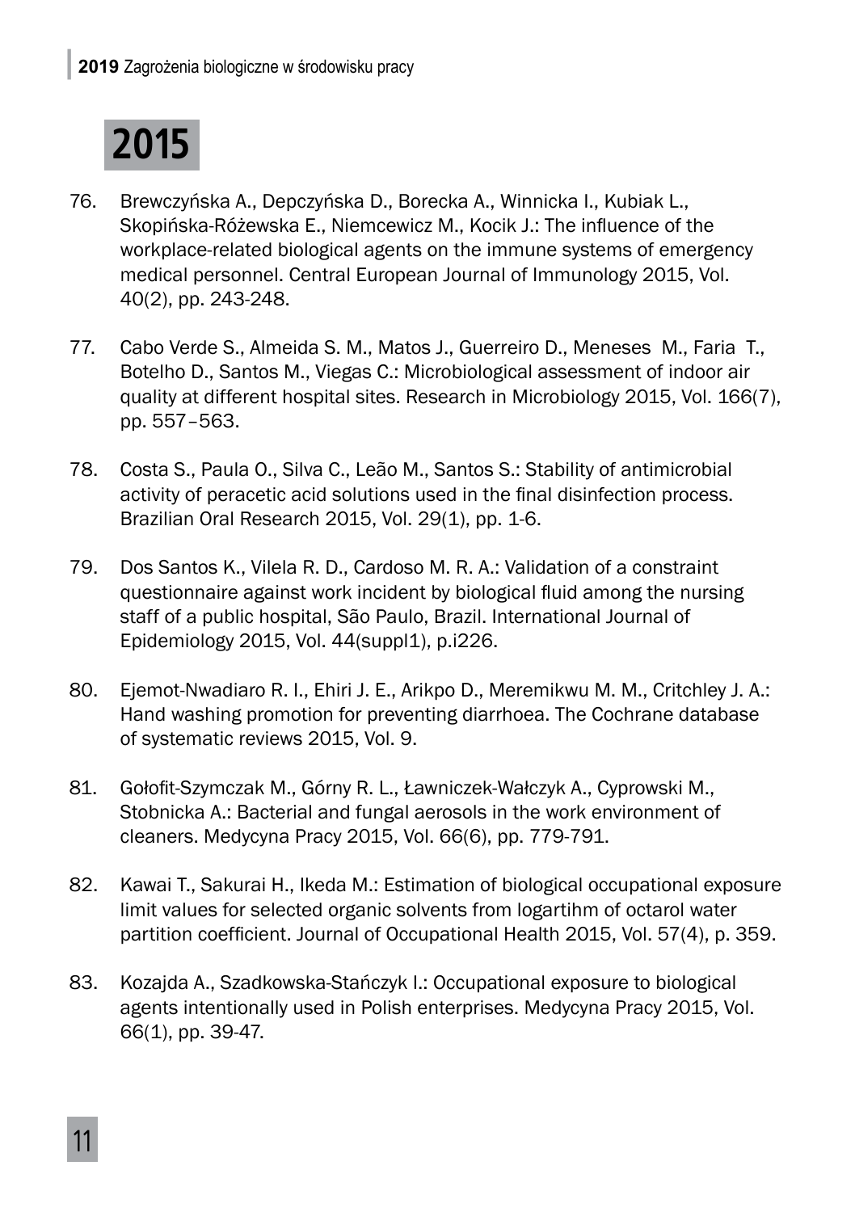# 2015

76. Brewczyńska A., Depczyńska D., Borecka A., Winnicka I., Kubiak L., Skopińska-Różewska E., Niemcewicz M., Kocik J.: The influence of the workplace-related biological agents on the immune systems of emergency medical personnel. Central European Journal of Immunology 2015, Vol. 40(2), pp. 243-248.

77. Cabo Verde S., Almeida S. M., Matos J., Guerreiro D., Meneses M., Faria T., Botelho D., Santos M., Viegas C.: Microbiological assessment of indoor air quality at different hospital sites. Research in Microbiology 2015, Vol. 166(7), pp. 557–563.

78. Costa S., Paula O., Silva C., Leão M., Santos S.: Stability of antimicrobial activity of peracetic acid solutions used in the final disinfection process. Brazilian Oral Research 2015, Vol. 29(1), pp. 1-6.

79. Dos Santos K., Vilela R. D., Cardoso M. R. A.: Validation of a constraint questionnaire against work incident by biological fluid among the nursing staff of a public hospital, São Paulo, Brazil. International Journal of Epidemiology 2015, Vol. 44(suppl1), p.i226.

80. Ejemot-Nwadiaro R. I., Ehiri J. E., Arikpo D., Meremikwu M. M., Critchley J. A.: Hand washing promotion for preventing diarrhoea. The Cochrane database of systematic reviews 2015, Vol. 9.

81. Gołofit-Szymczak M., Górny R. L., Ławniczek-Wałczyk A., Cyprowski M., Stobnicka A.: Bacterial and fungal aerosols in the work environment of cleaners. Medycyna Pracy 2015, Vol. 66(6), pp. 779-791.

82. Kawai T., Sakurai H., Ikeda M.: Estimation of biological occupational exposure limit values for selected organic solvents from logartihm of octarol water partition coefficient. Journal of Occupational Health 2015, Vol. 57(4), p. 359.

83. Kozajda A., Szadkowska-Stańczyk I.: Occupational exposure to biological agents intentionally used in Polish enterprises. Medycyna Pracy 2015, Vol. 66(1), pp. 39-47.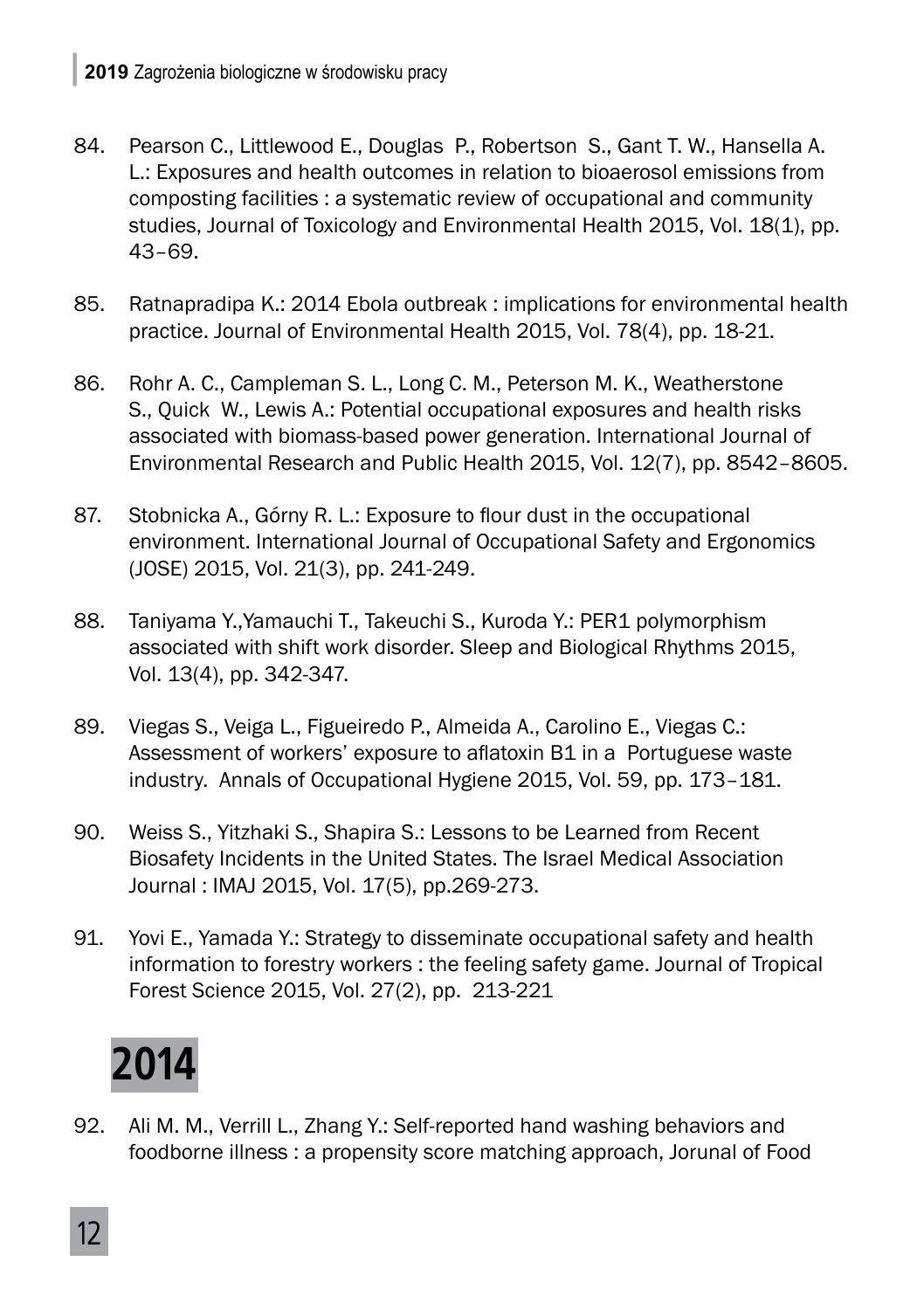84. Pearson C., Littlewood E., Douglas P., Robertson S., Gant T. W., Hansella A. L.: Exposures and health outcomes in relation to bioaerosol emissions from composting facilities : a systematic review of occupational and community studies, Journal of Toxicology and Environmental Health 2015, Vol. 18(1), pp. 43–69.

85. Ratnapradipa K.: 2014 Ebola outbreak : implications for environmental health practice. Journal of Environmental Health 2015, Vol. 78(4), pp. 18-21.

86. Rohr A. C., Campleman S. L., Long C. M., Peterson M. K., Weatherstone S., Quick W., Lewis A.: Potential occupational exposures and health risks associated with biomass-based power generation. International Journal of Environmental Research and Public Health 2015, Vol. 12(7), pp. 8542–8605.

87. Stobnicka A., Górny R. L.: Exposure to flour dust in the occupational environment. International Journal of Occupational Safety and Ergonomics (JOSE) 2015, Vol. 21(3), pp. 241-249.

88. Taniyama Y.,Yamauchi T., Takeuchi S., Kuroda Y.: PER1 polymorphism associated with shift work disorder. Sleep and Biological Rhythms 2015, Vol. 13(4), pp. 342-347.

89. Viegas S., Veiga L., Figueiredo P., Almeida A., Carolino E., Viegas C.: Assessment of workers' exposure to aflatoxin B1 in a Portuguese waste industry. Annals of Occupational Hygiene 2015, Vol. 59, pp. 173–181.

90. Weiss S., Yitzhaki S., Shapira S.: Lessons to be Learned from Recent Biosafety Incidents in the United States. The Israel Medical Association Journal : IMAJ 2015, Vol. 17(5), pp.269-273.

91. Yovi E., Yamada Y.: Strategy to disseminate occupational safety and health information to forestry workers : the feeling safety game. Journal of Tropical Forest Science 2015, Vol. 27(2), pp. 213-221

# 2014

92. Ali M. M., Verrill L., Zhang Y.: Self-reported hand washing behaviors and foodborne illness : a propensity score matching approach, Jorunal of Food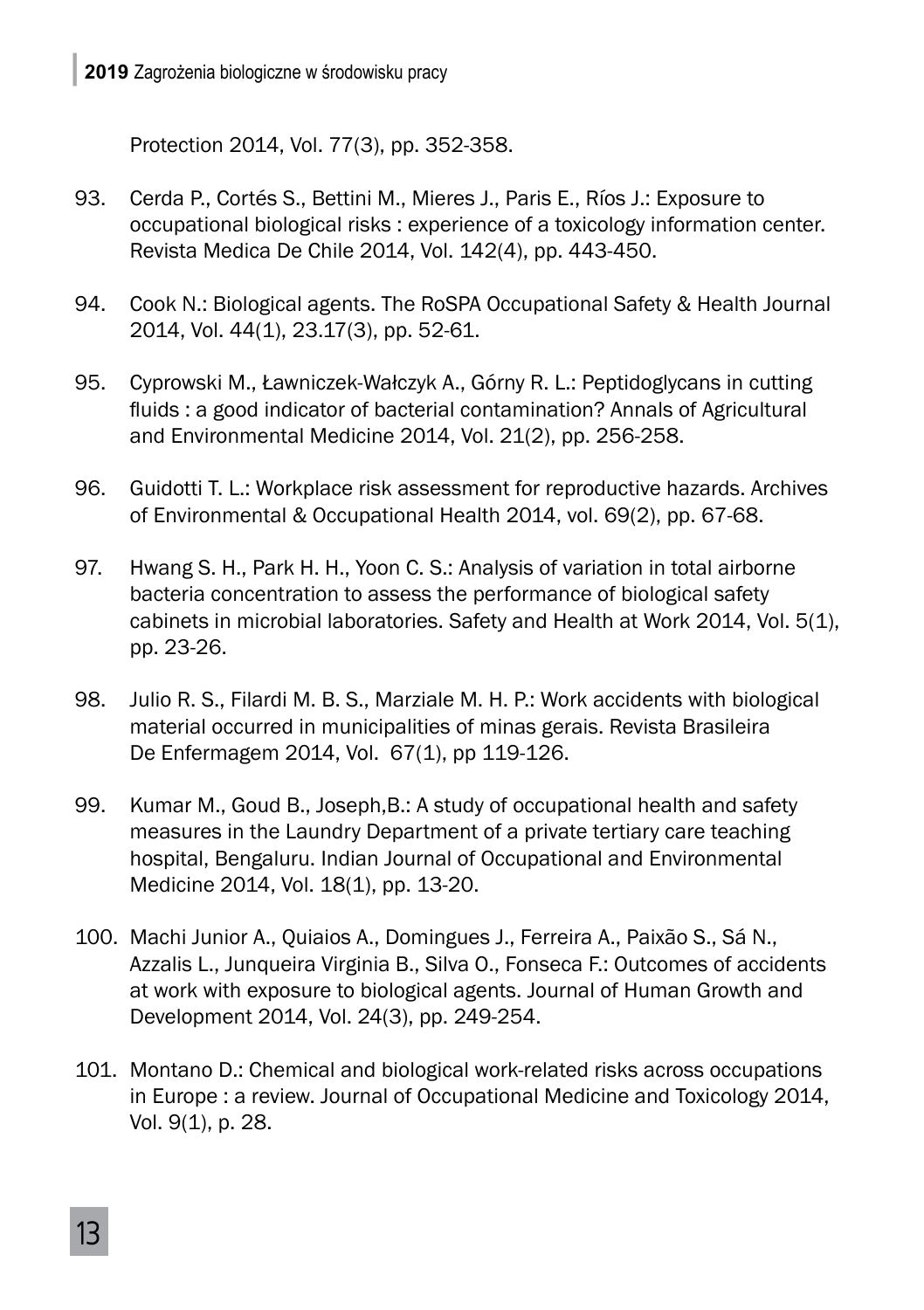Protection 2014, Vol. 77(3), pp. 352-358.

93. Cerda P., Cortés S., Bettini M., Mieres J., Paris E., Ríos J.: Exposure to occupational biological risks : experience of a toxicology information center. Revista Medica De Chile 2014, Vol. 142(4), pp. 443-450.

94. Cook N.: Biological agents. The RoSPA Occupational Safety & Health Journal 2014, Vol. 44(1), 23.17(3), pp. 52-61.

95. Cyprowski M., Ławniczek-Wałczyk A., Górny R. L.: Peptidoglycans in cutting fluids : a good indicator of bacterial contamination? Annals of Agricultural and Environmental Medicine 2014, Vol. 21(2), pp. 256-258.

96. Guidotti T. L.: Workplace risk assessment for reproductive hazards. Archives of Environmental & Occupational Health 2014, vol. 69(2), pp. 67-68.

97. Hwang S. H., Park H. H., Yoon C. S.: Analysis of variation in total airborne bacteria concentration to assess the performance of biological safety cabinets in microbial laboratories. Safety and Health at Work 2014, Vol. 5(1), pp. 23-26.

98. Julio R. S., Filardi M. B. S., Marziale M. H. P.: Work accidents with biological material occurred in municipalities of minas gerais. Revista Brasileira De Enfermagem 2014, Vol. 67(1), pp 119-126.

99. Kumar M., Goud B., Joseph,B.: A study of occupational health and safety measures in the Laundry Department of a private tertiary care teaching hospital, Bengaluru. Indian Journal of Occupational and Environmental Medicine 2014, Vol. 18(1), pp. 13-20.

100. Machi Junior A., Quiaios A., Domingues J., Ferreira A., Paixão S., Sá N., Azzalis L., Junqueira Virginia B., Silva O., Fonseca F.: Outcomes of accidents at work with exposure to biological agents. Journal of Human Growth and Development 2014, Vol. 24(3), pp. 249-254.

101. Montano D.: Chemical and biological work-related risks across occupations in Europe : a review. Journal of Occupational Medicine and Toxicology 2014, Vol. 9(1), p. 28.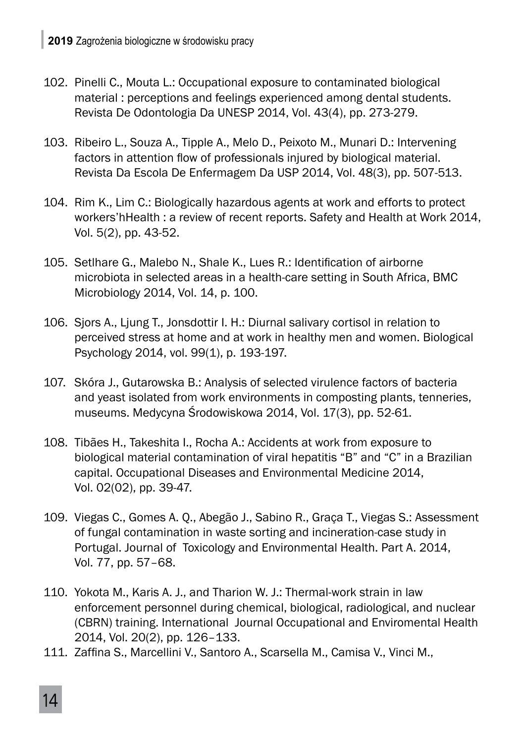102. Pinelli C., Mouta L.: Occupational exposure to contaminated biological material : perceptions and feelings experienced among dental students. Revista De Odontologia Da UNESP 2014, Vol. 43(4), pp. 273-279.

103. Ribeiro L., Souza A., Tipple A., Melo D., Peixoto M., Munari D.: Intervening factors in attention flow of professionals injured by biological material. Revista Da Escola De Enfermagem Da USP 2014, Vol. 48(3), pp. 507-513.

104. Rim K., Lim C.: Biologically hazardous agents at work and efforts to protect workers'hHealth : a review of recent reports. Safety and Health at Work 2014, Vol. 5(2), pp. 43-52.

105. Setlhare G., Malebo N., Shale K., Lues R.: Identification of airborne microbiota in selected areas in a health-care setting in South Africa, BMC Microbiology 2014, Vol. 14, p. 100.

106. Sjors A., Ljung T., Jonsdottir I. H.: Diurnal salivary cortisol in relation to perceived stress at home and at work in healthy men and women. Biological Psychology 2014, vol. 99(1), p. 193-197.

107. Skóra J., Gutarowska B.: Analysis of selected virulence factors of bacteria and yeast isolated from work environments in composting plants, tenneries, museums. Medycyna Środowiskowa 2014, Vol. 17(3), pp. 52-61.

108. Tibães H., Takeshita I., Rocha A.: Accidents at work from exposure to biological material contamination of viral hepatitis "B" and "C" in a Brazilian capital. Occupational Diseases and Environmental Medicine 2014, Vol. 02(02), pp. 39-47.

109. Viegas C., Gomes A. Q., Abegão J., Sabino R., Graça T., Viegas S.: Assessment of fungal contamination in waste sorting and incineration-case study in Portugal. Journal of Toxicology and Environmental Health. Part A. 2014, Vol. 77, pp. 57–68.

110. Yokota M., Karis A. J., and Tharion W. J.: Thermal-work strain in law enforcement personnel during chemical, biological, radiological, and nuclear (CBRN) training. International Journal Occupational and Enviromental Health 2014, Vol. 20(2), pp. 126–133.

111. Zaffina S., Marcellini V., Santoro A., Scarsella M., Camisa V., Vinci M.,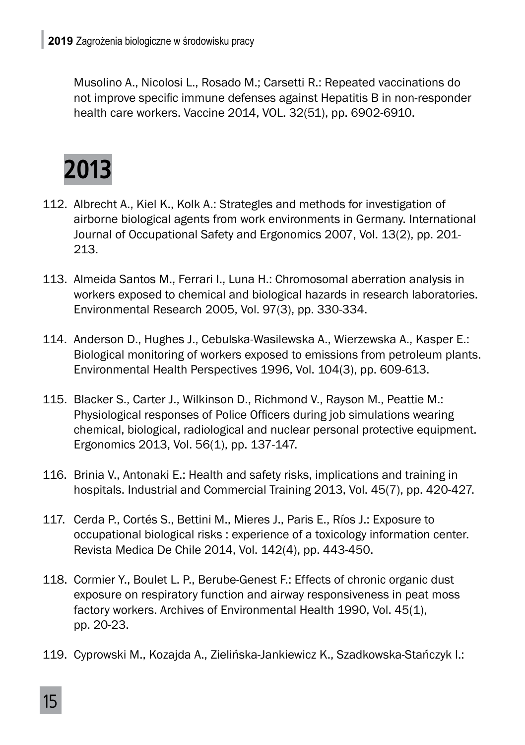Musolino A., Nicolosi L., Rosado M.; Carsetti R.: Repeated vaccinations do not improve specific immune defenses against Hepatitis B in non-responder health care workers. Vaccine 2014, VOL. 32(51), pp. 6902-6910.

## 2013

112. Albrecht A., Kiel K., Kolk A.: Strategles and methods for investigation of airborne biological agents from work environments in Germany. International Journal of Occupational Safety and Ergonomics 2007, Vol. 13(2), pp. 201-213.

113. Almeida Santos M., Ferrari I., Luna H.: Chromosomal aberration analysis in workers exposed to chemical and biological hazards in research laboratories. Environmental Research 2005, Vol. 97(3), pp. 330-334.

114. Anderson D., Hughes J., Cebulska-Wasilewska A., Wierzewska A., Kasper E.: Biological monitoring of workers exposed to emissions from petroleum plants. Environmental Health Perspectives 1996, Vol. 104(3), pp. 609-613.

115. Blacker S., Carter J., Wilkinson D., Richmond V., Rayson M., Peattie M.: Physiological responses of Police Officers during job simulations wearing chemical, biological, radiological and nuclear personal protective equipment. Ergonomics 2013, Vol. 56(1), pp. 137-147.

116. Brinia V., Antonaki E.: Health and safety risks, implications and training in hospitals. Industrial and Commercial Training 2013, Vol. 45(7), pp. 420-427.

117. Cerda P., Cortés S., Bettini M., Mieres J., Paris E., Ríos J.: Exposure to occupational biological risks : experience of a toxicology information center. Revista Medica De Chile 2014, Vol. 142(4), pp. 443-450.

118. Cormier Y., Boulet L. P., Berube-Genest F.: Effects of chronic organic dust exposure on respiratory function and airway responsiveness in peat moss factory workers. Archives of Environmental Health 1990, Vol. 45(1), pp. 20-23.

119. Cyprowski M., Kozajda A., Zielińska-Jankiewicz K., Szadkowska-Stańczyk I.: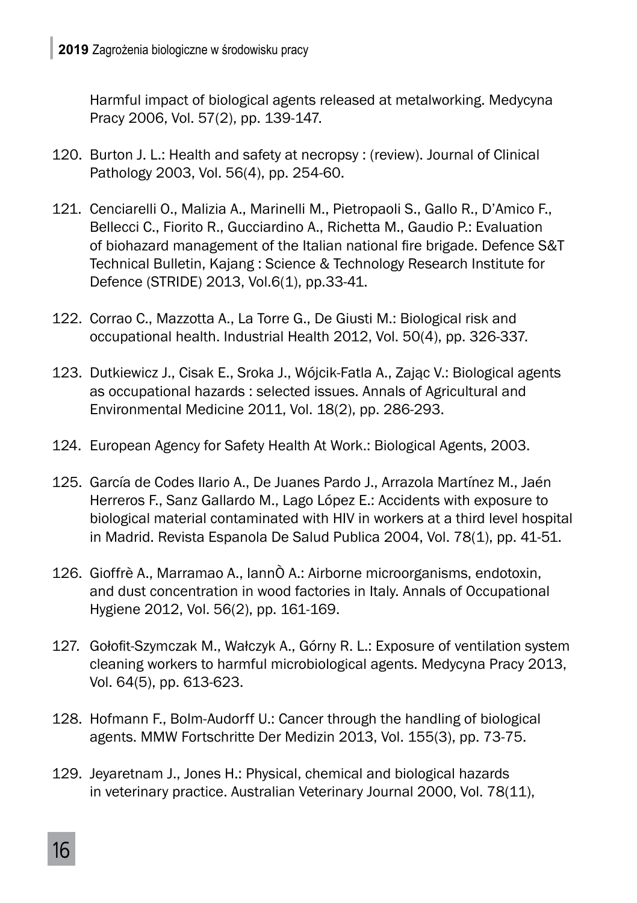Harmful impact of biological agents released at metalworking. Medycyna Pracy 2006, Vol. 57(2), pp. 139-147.

120. Burton J. L.: Health and safety at necropsy : (review). Journal of Clinical Pathology 2003, Vol. 56(4), pp. 254-60.

121. Cenciarelli O., Malizia A., Marinelli M., Pietropaoli S., Gallo R., D'Amico F., Bellecci C., Fiorito R., Gucciardino A., Richetta M., Gaudio P.: Evaluation of biohazard management of the Italian national fire brigade. Defence S&T Technical Bulletin, Kajang : Science & Technology Research Institute for Defence (STRIDE) 2013, Vol.6(1), pp.33-41.

122. Corrao C., Mazzotta A., La Torre G., De Giusti M.: Biological risk and occupational health. Industrial Health 2012, Vol. 50(4), pp. 326-337.

123. Dutkiewicz J., Cisak E., Sroka J., Wójcik-Fatla A., Zając V.: Biological agents as occupational hazards : selected issues. Annals of Agricultural and Environmental Medicine 2011, Vol. 18(2), pp. 286-293.

124. European Agency for Safety Health At Work.: Biological Agents, 2003.

125. García de Codes Ilario A., De Juanes Pardo J., Arrazola Martínez M., Jaén Herreros F., Sanz Gallardo M., Lago López E.: Accidents with exposure to biological material contaminated with HIV in workers at a third level hospital in Madrid. Revista Espanola De Salud Publica 2004, Vol. 78(1), pp. 41-51.

126. Gioffrè A., Marramao A., IannÒ A.: Airborne microorganisms, endotoxin, and dust concentration in wood factories in Italy. Annals of Occupational Hygiene 2012, Vol. 56(2), pp. 161-169.

127. Gołofit-Szymczak M., Wałczyk A., Górny R. L.: Exposure of ventilation system cleaning workers to harmful microbiological agents. Medycyna Pracy 2013, Vol. 64(5), pp. 613-623.

128. Hofmann F., Bolm-Audorff U.: Cancer through the handling of biological agents. MMW Fortschritte Der Medizin 2013, Vol. 155(3), pp. 73-75.

129. Jeyaretnam J., Jones H.: Physical, chemical and biological hazards in veterinary practice. Australian Veterinary Journal 2000, Vol. 78(11),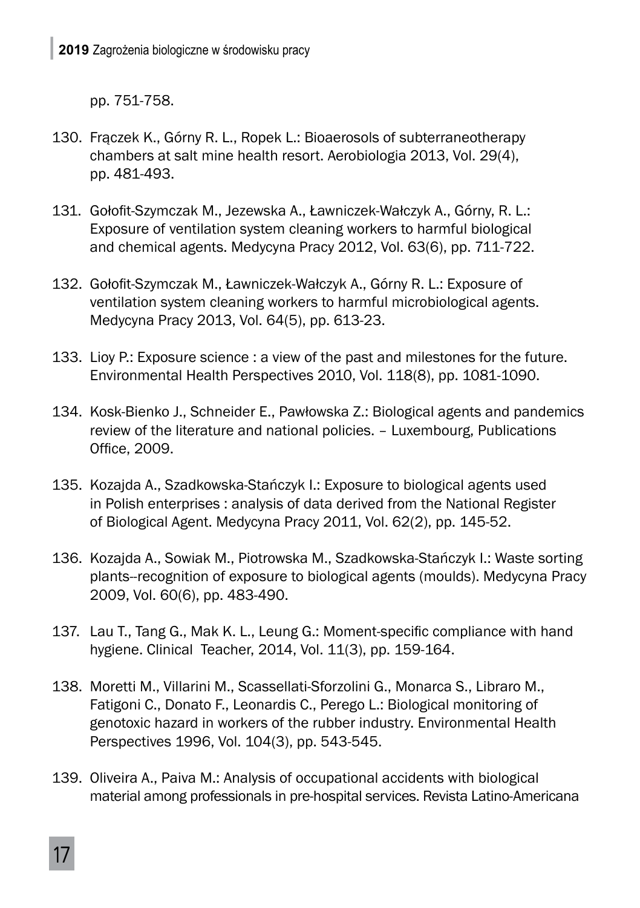pp. 751-758.

130. Frączek K., Górny R. L., Ropek L.: Bioaerosols of subterraneotherapy chambers at salt mine health resort. Aerobiologia 2013, Vol. 29(4), pp. 481-493.

131. Gołofit-Szymczak M., Jezewska A., Ławniczek-Wałczyk A., Górny, R. L.: Exposure of ventilation system cleaning workers to harmful biological and chemical agents. Medycyna Pracy 2012, Vol. 63(6), pp. 711-722.

132. Gołofit-Szymczak M., Ławniczek-Wałczyk A., Górny R. L.: Exposure of ventilation system cleaning workers to harmful microbiological agents. Medycyna Pracy 2013, Vol. 64(5), pp. 613-23.

133. Lioy P.: Exposure science : a view of the past and milestones for the future. Environmental Health Perspectives 2010, Vol. 118(8), pp. 1081-1090.

134. Kosk-Bienko J., Schneider E., Pawłowska Z.: Biological agents and pandemics review of the literature and national policies. – Luxembourg, Publications Office, 2009.

135. Kozajda A., Szadkowska-Stańczyk I.: Exposure to biological agents used in Polish enterprises : analysis of data derived from the National Register of Biological Agent. Medycyna Pracy 2011, Vol. 62(2), pp. 145-52.

136. Kozajda A., Sowiak M., Piotrowska M., Szadkowska-Stańczyk I.: Waste sorting plants--recognition of exposure to biological agents (moulds). Medycyna Pracy 2009, Vol. 60(6), pp. 483-490.

137. Lau T., Tang G., Mak K. L., Leung G.: Moment-specific compliance with hand hygiene. Clinical Teacher, 2014, Vol. 11(3), pp. 159-164.

138. Moretti M., Villarini M., Scassellati-Sforzolini G., Monarca S., Libraro M., Fatigoni C., Donato F., Leonardis C., Perego L.: Biological monitoring of genotoxic hazard in workers of the rubber industry. Environmental Health Perspectives 1996, Vol. 104(3), pp. 543-545.

139. Oliveira A., Paiva M.: Analysis of occupational accidents with biological material among professionals in pre-hospital services. Revista Latino-Americana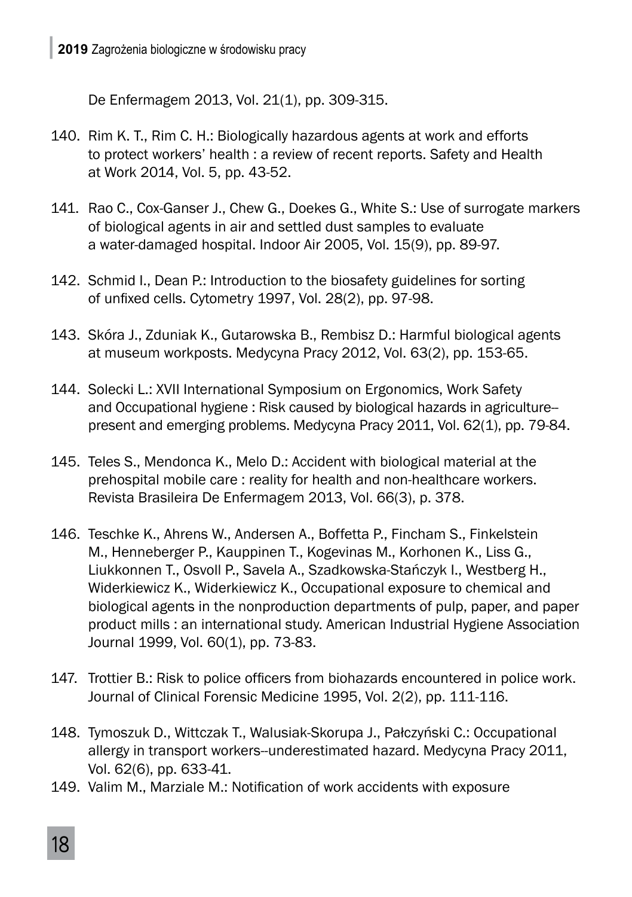De Enfermagem 2013, Vol. 21(1), pp. 309-315.

140. Rim K. T., Rim C. H.: Biologically hazardous agents at work and efforts to protect workers' health : a review of recent reports. Safety and Health at Work 2014, Vol. 5, pp. 43-52.

141. Rao C., Cox-Ganser J., Chew G., Doekes G., White S.: Use of surrogate markers of biological agents in air and settled dust samples to evaluate a water-damaged hospital. Indoor Air 2005, Vol. 15(9), pp. 89-97.

142. Schmid I., Dean P.: Introduction to the biosafety guidelines for sorting of unfixed cells. Cytometry 1997, Vol. 28(2), pp. 97-98.

143. Skóra J., Zduniak K., Gutarowska B., Rembisz D.: Harmful biological agents at museum workposts. Medycyna Pracy 2012, Vol. 63(2), pp. 153-65.

144. Solecki L.: XVII International Symposium on Ergonomics, Work Safety and Occupational hygiene : Risk caused by biological hazards in agriculture--present and emerging problems. Medycyna Pracy 2011, Vol. 62(1), pp. 79-84.

145. Teles S., Mendonca K., Melo D.: Accident with biological material at the prehospital mobile care : reality for health and non-healthcare workers. Revista Brasileira De Enfermagem 2013, Vol. 66(3), p. 378.

146. Teschke K., Ahrens W., Andersen A., Boffetta P., Fincham S., Finkelstein M., Henneberger P., Kauppinen T., Kogevinas M., Korhonen K., Liss G., Liukkonnen T., Osvoll P., Savela A., Szadkowska-Stańczyk I., Westberg H., Widerkiewicz K., Widerkiewicz K., Occupational exposure to chemical and biological agents in the nonproduction departments of pulp, paper, and paper product mills : an international study. American Industrial Hygiene Association Journal 1999, Vol. 60(1), pp. 73-83.

147. Trottier B.: Risk to police officers from biohazards encountered in police work. Journal of Clinical Forensic Medicine 1995, Vol. 2(2), pp. 111-116.

148. Tymoszuk D., Wittczak T., Walusiak-Skorupa J., Pałczyński C.: Occupational allergy in transport workers--underestimated hazard. Medycyna Pracy 2011, Vol. 62(6), pp. 633-41.

149. Valim M., Marziale M.: Notification of work accidents with exposure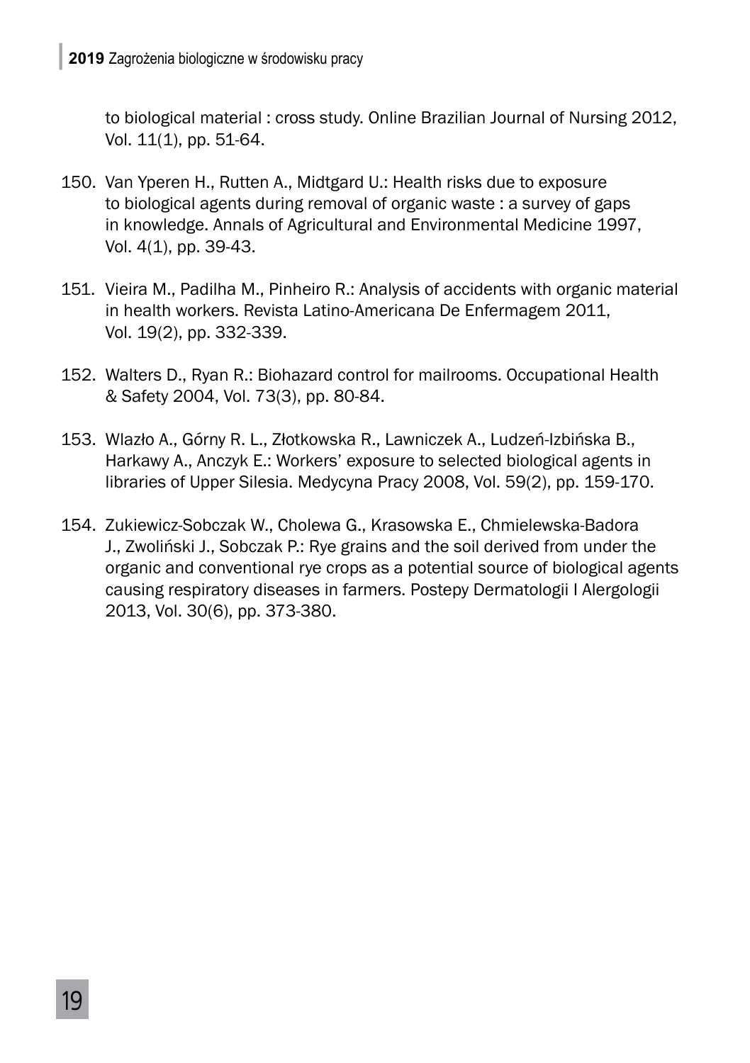to biological material : cross study. Online Brazilian Journal of Nursing 2012, Vol. 11(1), pp. 51-64.

150. Van Yperen H., Rutten A., Midtgard U.: Health risks due to exposure to biological agents during removal of organic waste : a survey of gaps in knowledge. Annals of Agricultural and Environmental Medicine 1997, Vol. 4(1), pp. 39-43.

151. Vieira M., Padilha M., Pinheiro R.: Analysis of accidents with organic material in health workers. Revista Latino-Americana De Enfermagem 2011, Vol. 19(2), pp. 332-339.

152. Walters D., Ryan R.: Biohazard control for mailrooms. Occupational Health & Safety 2004, Vol. 73(3), pp. 80-84.

153. Wlazło A., Górny R. L., Złotkowska R., Lawniczek A., Ludzeń-Izbińska B., Harkawy A., Anczyk E.: Workers' exposure to selected biological agents in libraries of Upper Silesia. Medycyna Pracy 2008, Vol. 59(2), pp. 159-170.

154. Zukiewicz-Sobczak W., Cholewa G., Krasowska E., Chmielewska-Badora J., Zwoliński J., Sobczak P.: Rye grains and the soil derived from under the organic and conventional rye crops as a potential source of biological agents causing respiratory diseases in farmers. Postepy Dermatologii I Alergologii 2013, Vol. 30(6), pp. 373-380.